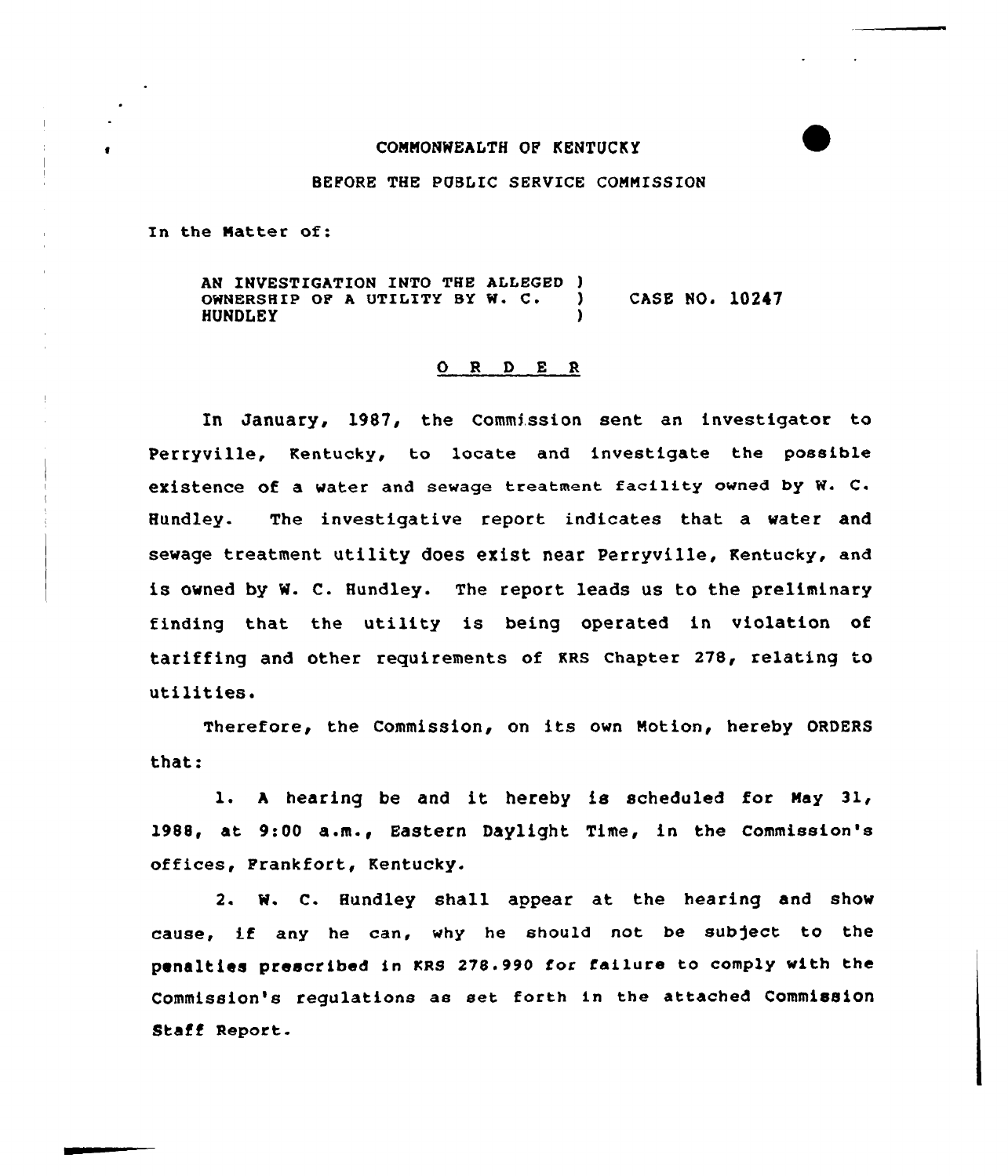COMMONWEALTH OF KENTUCKY

BEFORE THE PUBLIC SERVICE COMMISSION

In the Matter of:

AN INVESTIGATION INTO THE ALLEGED OWNERSHIP OF A UTILITY BY W. C. HUNDLEY ) CASE NO. 10247

## O R D E R

In January, 1987, the Commission sent an investigator to Perryville, Kentucky, to locate and investigate the possible existence of a water and sewage treatment facility owned by W. C. Hundley. The investigative report indicates that a water and sewage treatment utility does exist near Perryville, Kentucky, and is owned by W. C. Hundley. The report leads us to the preliminary finding that the utility is being operated in violation of tariffing and other requirements of KRS Chapter 278, relating to utilities.

Therefore, the Commission, on its own Motion, hereby ORDERS that:

1. A hearing be and it hereby is scheduled for May 31, 1988, at 9:00 a.m., Eastern Daylight Time, in the Commission's offices, Frankfort, Kentucky.

2. W. C. Hundley shall appear at the hearing and show cause, if any he can, why he should not be subject to the penalties prescribed in KRS 278.990 for failure to comply with the Commission's regulations as set forth in the attached Commission Staff Report.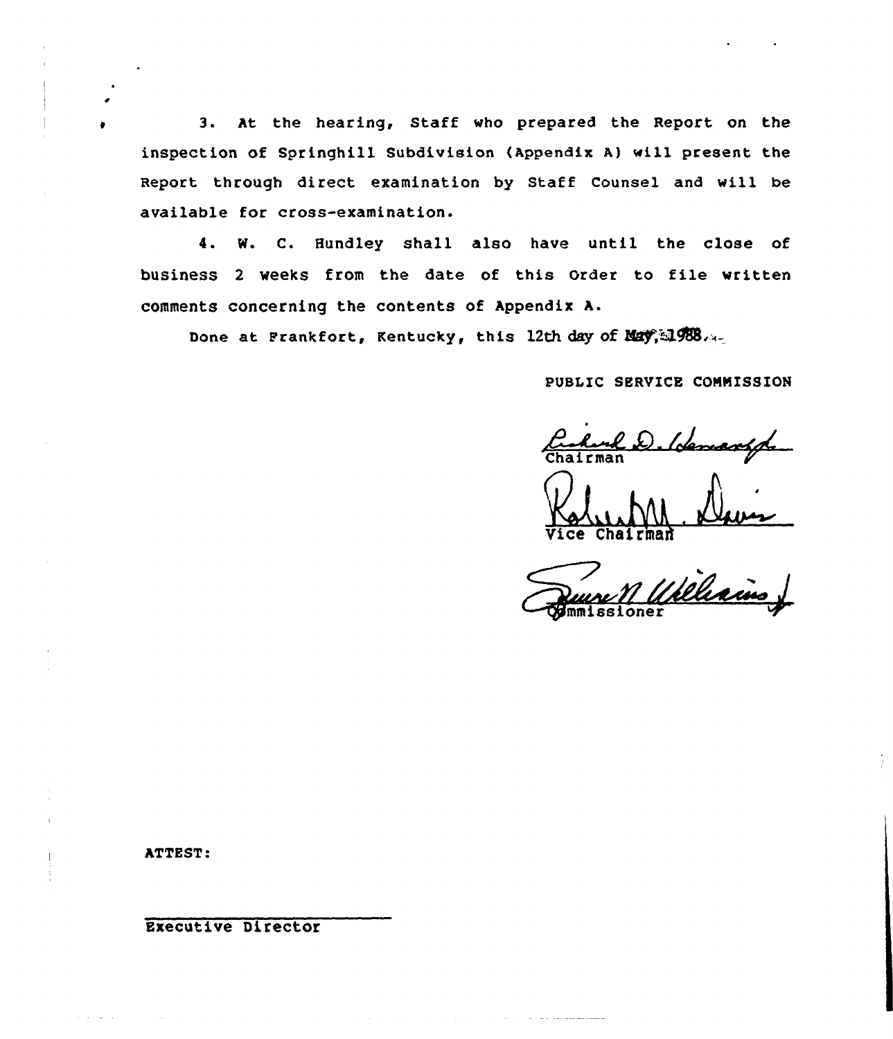3. At the hearing, Staff who prepared the Report on the inspection of Springhill Subdivision (Appendix A) will present the Report through direct examination by Staff Counsel and will be available for cross-examination.

4. W. C. Hundley shall also have until the close of business 2 weeks from the date of this Order to file written comments concerning the contents of Appendix A.

Done at Frankfort, Kentucky, this 12th day of May, 1988.

PUBLIC SERVICE COMMISSION

Chairman

Vice Chairman

Commissioner

ATTEST:

Executive Director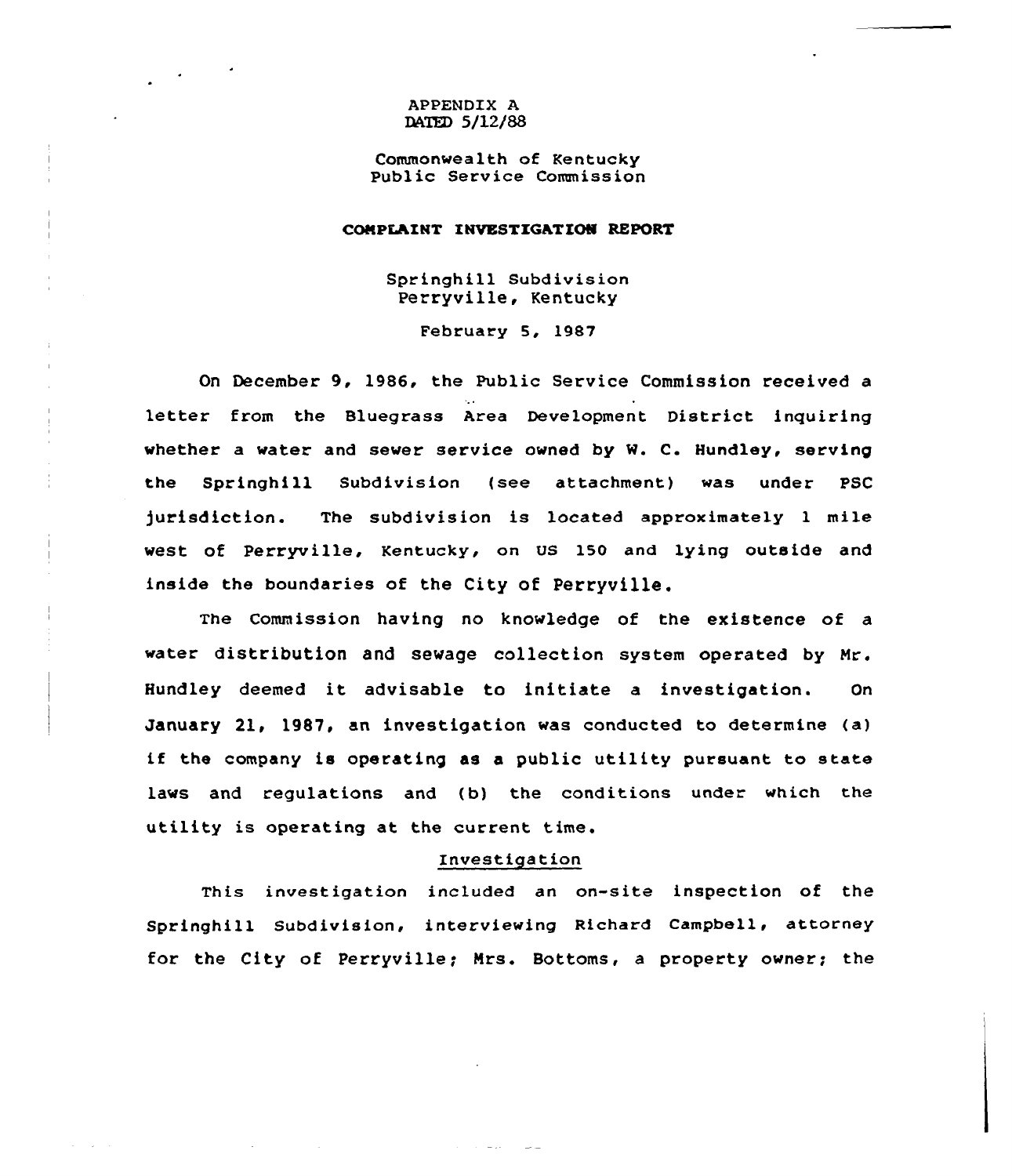APPENDIX A
DATED 5/12/88

Commonwealth of Kentucky
Public Service Commission

**COMPLAINT INVESTIGATION REPORT**

Springhill Subdivision
Perryville, Kentucky

February 5, 1987

On December 9, 1986, the Public Service Commission received a letter from the Bluegrass Area Development District inquiring whether a water and sewer service owned by W. C. Hundley, serving the Springhill Subdivision (see attachment) was under PSC jurisdiction. The subdivision is located approximately 1 mile west of Perryville, Kentucky, on US 150 and lying outside and inside the boundaries of the City of Perryville.

The Commission having no knowledge of the existence of a water distribution and sewage collection system operated by Mr. Hundley deemed it advisable to initiate a investigation. On January 21, 1987, an investigation was conducted to determine (a) if the company is operating as a public utility pursuant to state laws and regulations and (b) the conditions under which the utility is operating at the current time.

## Investigation

This investigation included an on-site inspection of the Springhill Subdivision, interviewing Richard Campbell, attorney for the City of Perryville; Mrs. Bottoms, a property owner; the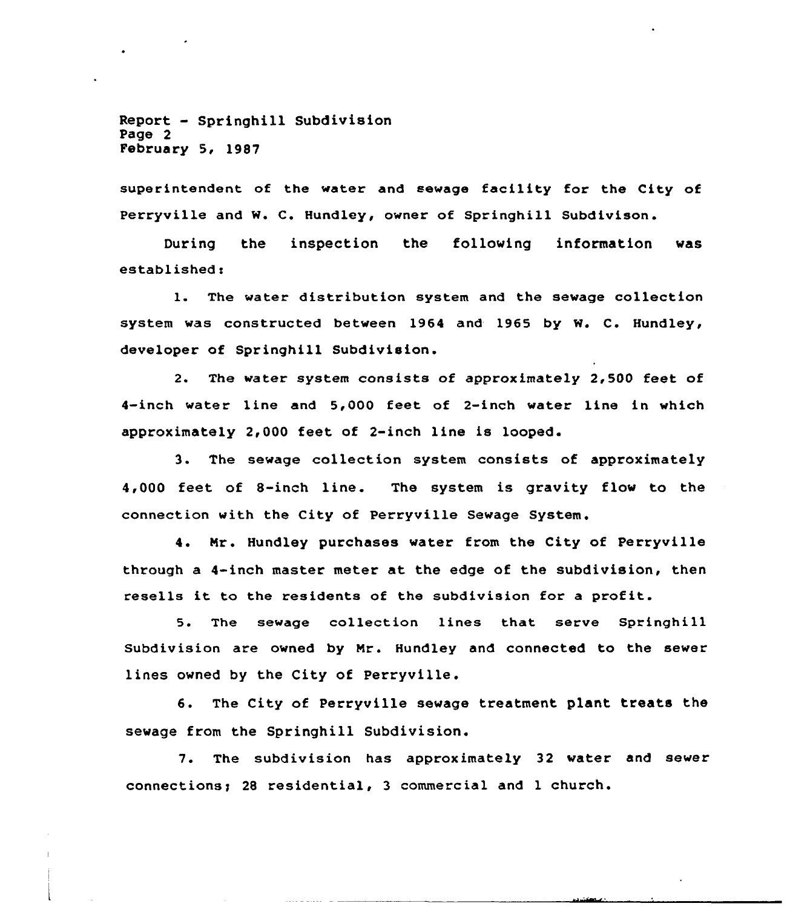superintendent of the water and sewage facility for the City of Perryville and W. C. Hundley, owner of Springhill Subdivison.

During the inspection the following information was established:

1. The water distribution system and the sewage collection system was constructed between 1964 and 1965 by W. C. Hundley, developer of Springhill Subdivision.

2. The water system consists of approximately 2,500 feet of 4-inch water line and 5,000 feet of 2-inch water line in which approximately 2,000 feet of 2-inch line is looped.

3. The sewage collection system consists of approximately 4,000 feet of 8-inch line. The system is gravity flow to the connection with the City of Perryville Sewage System.

4. Mr. Hundley purchases water from the City of Perryville through a 4-inch master meter at the edge of the subdivision, then resells it to the residents of the subdivision for a profit.

5. The sewage collection lines that serve Springhill Subdivision are owned by Mr. Hundley and connected to the sewer lines owned by the City of Perryville.

6. The City of Perryville sewage treatment plant treats the sewage from the Springhill Subdivision.

7. The subdivision has approximately 32 water and sewer connections; 28 residential, 3 commercial and 1 church.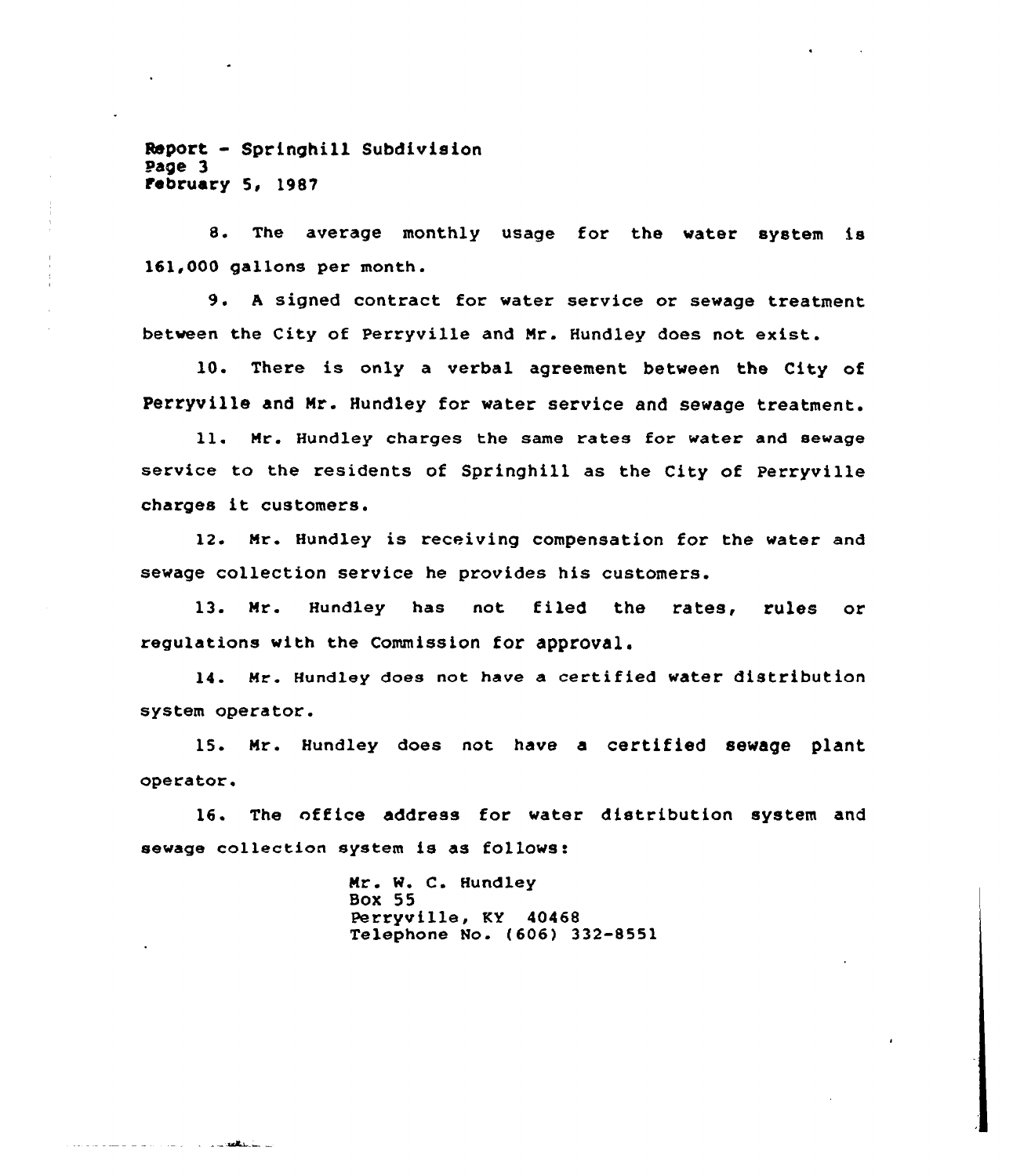8. The average monthly usage for the water system is 161,000 gallons per month.

9. A signed contract for water service or sewage treatment between the City of Perryville and Mr. Hundley does not exist.

10. There is only a verbal agreement between the City of Perryville and Mr. Hundley for water service and sewage treatment.

11. Mr. Hundley charges the same rates for water and sewage service to the residents of Springhill as the City of Perryville charges it customers.

12. Mr. Hundley is receiving compensation for the water and sewage collection service he provides his customers.

13. Mr. Hundley has not filed the rates, rules or regulations with the Commission for approval.

14. Mr. Hundley does not have a certified water distribution system operator.

15. Mr. Hundley does not have a certified sewage plant operator.

16. The office address for water distribution system and sewage collection system is as follows:

Mr. W. C. Hundley
Box 55
Perryville, KY 40468
Telephone No. (606) 332-8551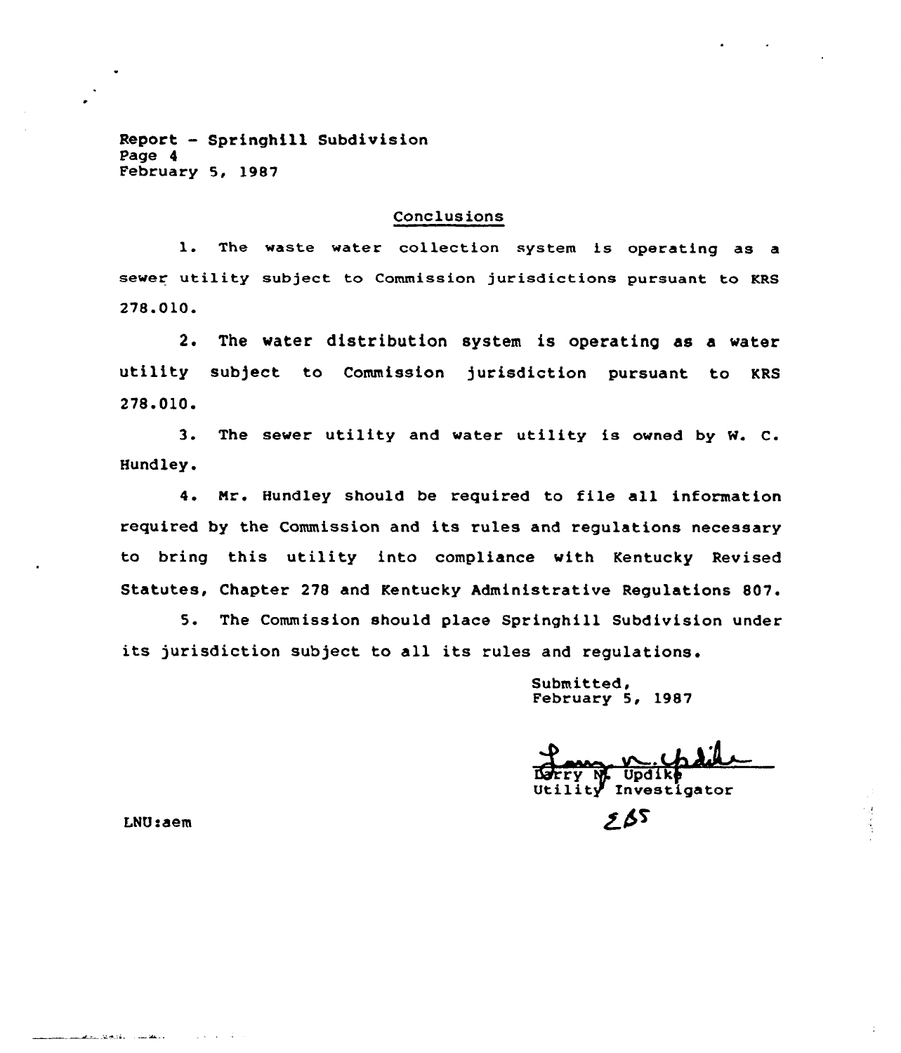Report - Springhill Subdivision
Page 4
February 5, 1987

## Conclusions

1. The waste water collection system is operating as a sewer utility subject to Commission jurisdictions pursuant to KRS 278.010.

2. The water distribution system is operating as a water utility subject to Commission jurisdiction pursuant to KRS 278.010.

3. The sewer utility and water utility is owned by W. C. Hundley.

4. Mr. Hundley should be required to file all information required by the Commission and its rules and regulations necessary to bring this utility into compliance with Kentucky Revised Statutes, Chapter 278 and Kentucky Administrative Regulations 807.

5. The Commission should place Springhill Subdivision under its jurisdiction subject to all its rules and regulations.

Submitted,
February 5, 1987

Larry N. Updike
Utility Investigator

LNU:aem